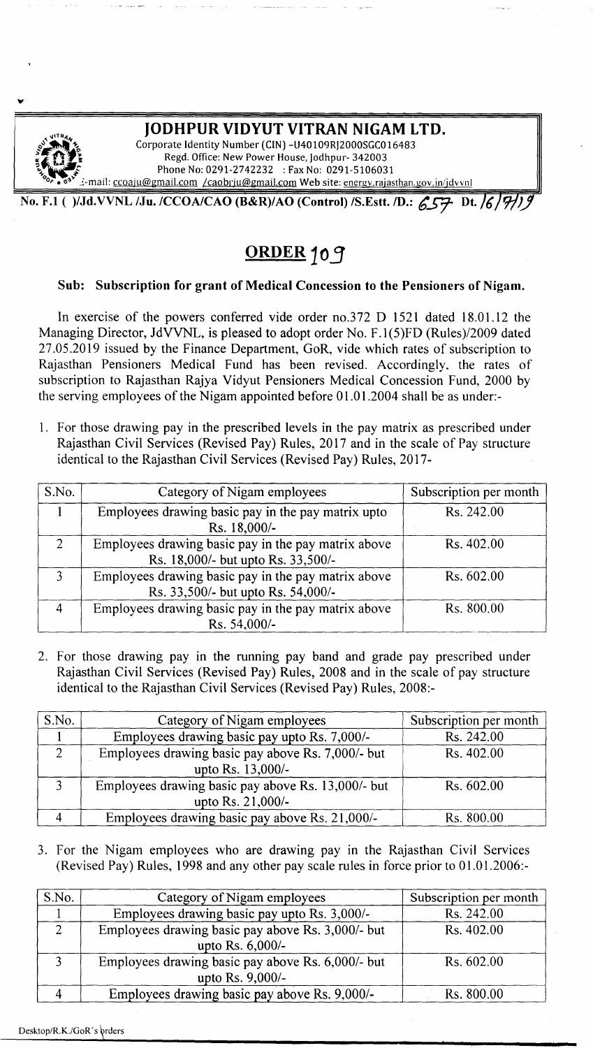# JODHPUR VIDYUT VITRAN NIGAM LTD.

Corporate Identity Number (CIN) -U40109RJ2000SGC016483
Regd. Office: New Power House, Jodhpur- 342003
Phone No: 0291-2742232 : Fax No: 0291-5106031
E-mail: ccoaju@gmail.com /caobrju@gmail.com Web site: energy.rajasthan.gov.in/jdvvnl

**No. F.1 ( )/Jd.VVNL /Ju. /CCOA/CAO (B&R)/AO (Control) /S.Estt. /D.: 657 Dt. 16/9/19**

## ORDER 109

**Sub: Subscription for grant of Medical Concession to the Pensioners of Nigam.**

In exercise of the powers conferred vide order no.372 D 1521 dated 18.01.12 the Managing Director, JdVVNL, is pleased to adopt order No. F.1(5)FD (Rules)/2009 dated 27.05.2019 issued by the Finance Department, GoR, vide which rates of subscription to Rajasthan Pensioners Medical Fund has been revised. Accordingly, the rates of subscription to Rajasthan Rajya Vidyut Pensioners Medical Concession Fund, 2000 by the serving employees of the Nigam appointed before 01.01.2004 shall be as under:-

1. For those drawing pay in the prescribed levels in the pay matrix as prescribed under Rajasthan Civil Services (Revised Pay) Rules, 2017 and in the scale of Pay structure identical to the Rajasthan Civil Services (Revised Pay) Rules, 2017-

| S.No. | Category of Nigam employees | Subscription per month |
|---|---|---|
| 1 | Employees drawing basic pay in the pay matrix upto Rs. 18,000/- | Rs. 242.00 |
| 2 | Employees drawing basic pay in the pay matrix above Rs. 18,000/- but upto Rs. 33,500/- | Rs. 402.00 |
| 3 | Employees drawing basic pay in the pay matrix above Rs. 33,500/- but upto Rs. 54,000/- | Rs. 602.00 |
| 4 | Employees drawing basic pay in the pay matrix above Rs. 54,000/- | Rs. 800.00 |

2. For those drawing pay in the running pay band and grade pay prescribed under Rajasthan Civil Services (Revised Pay) Rules, 2008 and in the scale of pay structure identical to the Rajasthan Civil Services (Revised Pay) Rules, 2008:-

| S.No. | Category of Nigam employees | Subscription per month |
|---|---|---|
| 1 | Employees drawing basic pay upto Rs. 7,000/- | Rs. 242.00 |
| 2 | Employees drawing basic pay above Rs. 7,000/- but upto Rs. 13,000/- | Rs. 402.00 |
| 3 | Employees drawing basic pay above Rs. 13,000/- but upto Rs. 21,000/- | Rs. 602.00 |
| 4 | Employees drawing basic pay above Rs. 21,000/- | Rs. 800.00 |

3. For the Nigam employees who are drawing pay in the Rajasthan Civil Services (Revised Pay) Rules, 1998 and any other pay scale rules in force prior to 01.01.2006:-

| S.No. | Category of Nigam employees | Subscription per month |
|---|---|---|
| 1 | Employees drawing basic pay upto Rs. 3,000/- | Rs. 242.00 |
| 2 | Employees drawing basic pay above Rs. 3,000/- but upto Rs. 6,000/- | Rs. 402.00 |
| 3 | Employees drawing basic pay above Rs. 6,000/- but upto Rs. 9,000/- | Rs. 602.00 |
| 4 | Employees drawing basic pay above Rs. 9,000/- | Rs. 800.00 |

Desktop/R.K./GoR's orders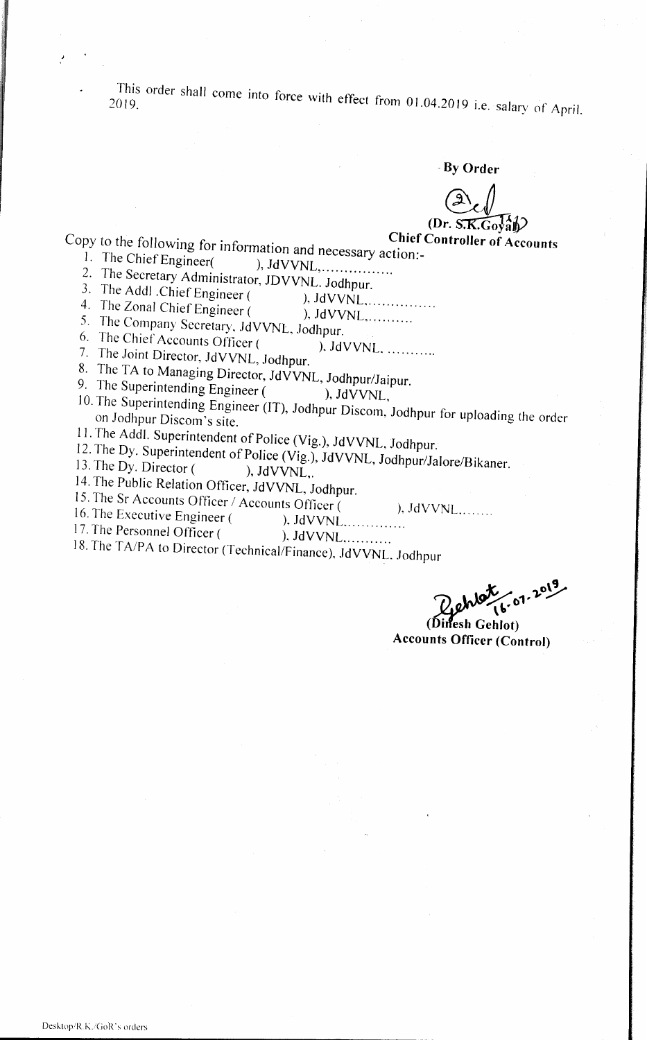This order shall come into force with effect from 01.04.2019 i.e. salary of April. 2019.

**By Order**

(Dr. S.K.Goyal)
**Chief Controller of Accounts**

Copy to the following for information and necessary action:-

1. The Chief Engineer( ), JdVVNL,................
2. The Secretary Administrator, JDVVNL. Jodhpur.
3. The Addl .Chief Engineer ( ), JdVVNL,...............
4. The Zonal Chief Engineer ( ), JdVVNL,..........
5. The Company Secretary, JdVVNL, Jodhpur.
6. The Chief Accounts Officer ( ), JdVVNL, ...........
7. The Joint Director, JdVVNL, Jodhpur.
8. The TA to Managing Director, JdVVNL, Jodhpur/Jaipur.
9. The Superintending Engineer ( ), JdVVNL,
10. The Superintending Engineer (IT), Jodhpur Discom, Jodhpur for uploading the order on Jodhpur Discom's site.
11. The Addl. Superintendent of Police (Vig.), JdVVNL, Jodhpur.
12. The Dy. Superintendent of Police (Vig.), JdVVNL, Jodhpur/Jalore/Bikaner.
13. The Dy. Director ( ), JdVVNL,.
14. The Public Relation Officer, JdVVNL, Jodhpur.
15. The Sr Accounts Officer / Accounts Officer ( ), JdVVNL........
16. The Executive Engineer ( ), JdVVNL..............
17. The Personnel Officer ( ), JdVVNL..........
18. The TA/PA to Director (Technical/Finance), JdVVNL, Jodhpur

Gehlot 16-07-2019
(Dinesh Gehlot)
**Accounts Officer (Control)**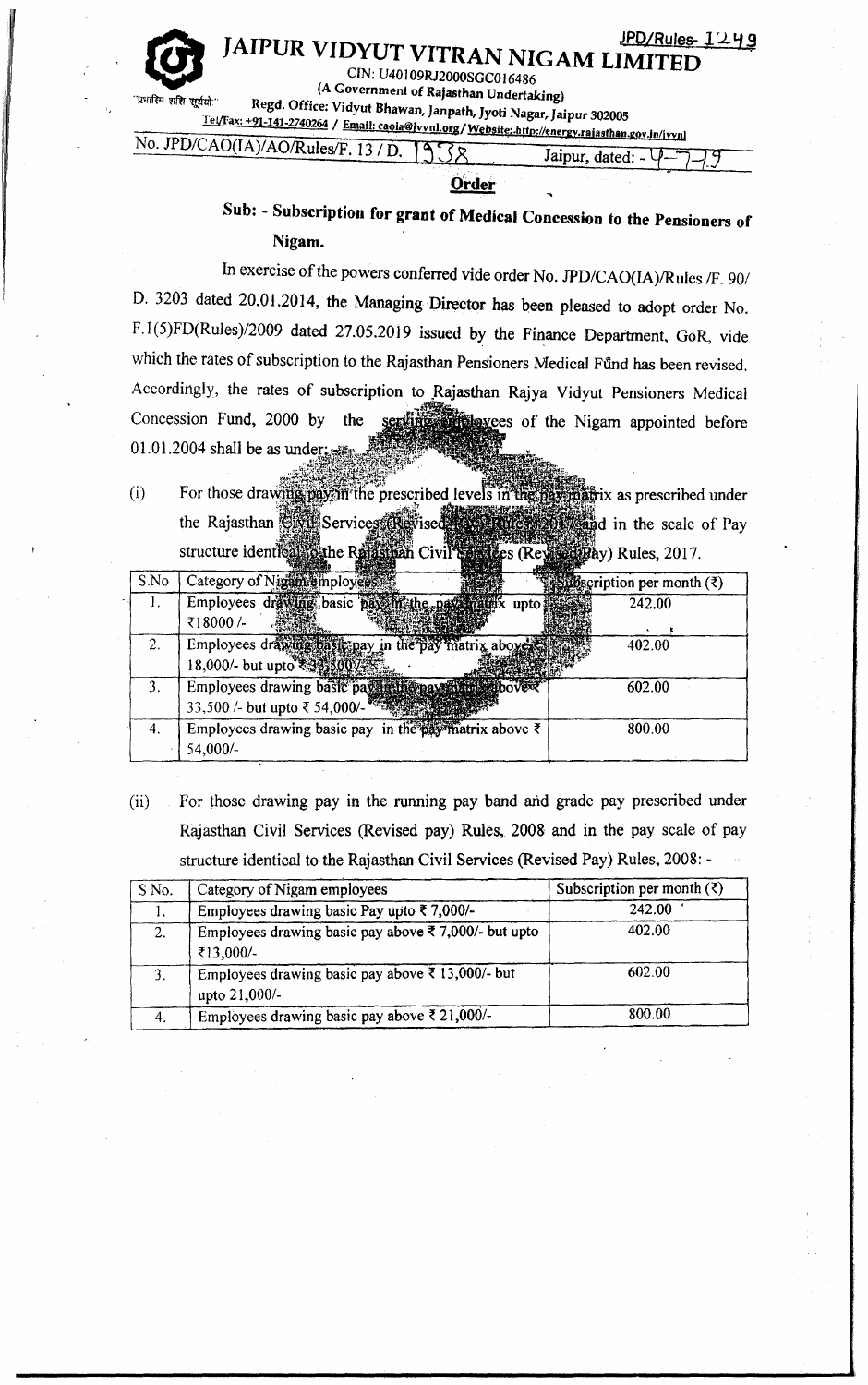JPD/Rules- 1249

# JAIPUR VIDYUT VITRAN NIGAM LIMITED

CIN: U40109RJ2000SGC016486

(A Government of Rajasthan Undertaking)

"प्रगतिम शक्ति सूर्यतो"

Regd. Office: Vidyut Bhawan, Janpath, Jyoti Nagar, Jaipur 302005

Tel/Fax: +91-141-2740264 / Email: caoia@jvvnl.org / Website: http://energy.rajasthan.gov.in/jvvnl

No. JPD/CAO(IA)/AO/Rules/F. 13 / D. 1338 Jaipur, dated: - 4-7-19

**Order**

## Sub: - Subscription for grant of Medical Concession to the Pensioners of Nigam.

In exercise of the powers conferred vide order No. JPD/CAO(IA)/Rules /F. 90/ D. 3203 dated 20.01.2014, the Managing Director has been pleased to adopt order No. F.1(5)FD(Rules)/2009 dated 27.05.2019 issued by the Finance Department, GoR, vide which the rates of subscription to the Rajasthan Pensioners Medical Fund has been revised. Accordingly, the rates of subscription to Rajasthan Rajya Vidyut Pensioners Medical Concession Fund, 2000 by the serving employees of the Nigam appointed before 01.01.2004 shall be as under: -

(i) For those drawing pay in the prescribed levels in the pay matrix as prescribed under the Rajasthan Civil Services (Revised Pay) Rules, 2017 and in the scale of Pay structure identical to the Rajasthan Civil Services (Revised Pay) Rules, 2017.

| S.No | Category of Nigam employees | Subscription per month (₹) |
|---|---|---|
| 1. | Employees drawing basic pay in the pay matrix upto ₹18000 /- | 242.00 |
| 2. | Employees drawing basic pay in the pay matrix above ₹ 18,000/- but upto ₹ 33,500/- | 402.00 |
| 3. | Employees drawing basic pay in the pay matrix above ₹ 33,500 /- but upto ₹ 54,000/- | 602.00 |
| 4. | Employees drawing basic pay in the pay matrix above ₹ 54,000/- | 800.00 |

(ii) For those drawing pay in the running pay band and grade pay prescribed under Rajasthan Civil Services (Revised pay) Rules, 2008 and in the pay scale of pay structure identical to the Rajasthan Civil Services (Revised Pay) Rules, 2008: -

| S No. | Category of Nigam employees | Subscription per month (₹) |
|---|---|---|
| 1. | Employees drawing basic Pay upto ₹ 7,000/- | 242.00 |
| 2. | Employees drawing basic pay above ₹ 7,000/- but upto ₹13,000/- | 402.00 |
| 3. | Employees drawing basic pay above ₹ 13,000/- but upto 21,000/- | 602.00 |
| 4. | Employees drawing basic pay above ₹ 21,000/- | 800.00 |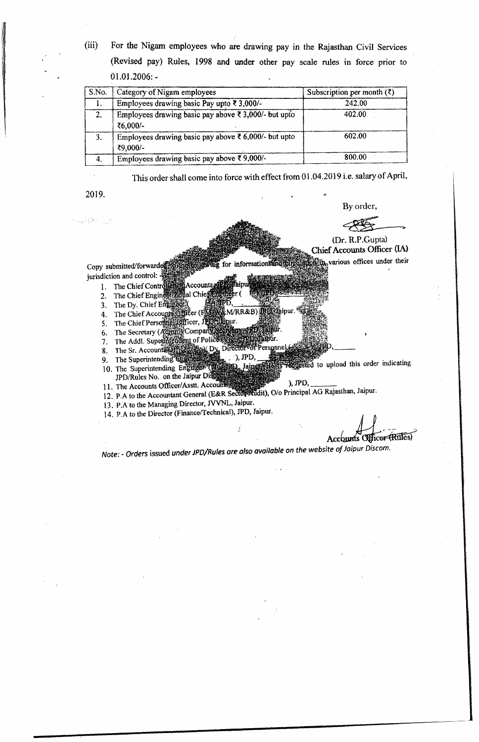(iii) For the Nigam employees who are drawing pay in the Rajasthan Civil Services (Revised pay) Rules, 1998 and under other pay scale rules in force prior to 01.01.2006: -

| S.No. | Category of Nigam employees | Subscription per month (₹) |
|---|---|---|
| 1. | Employees drawing basic Pay upto ₹ 3,000/- | 242.00 |
| 2. | Employees drawing basic pay above ₹ 3,000/- but upto ₹6,000/- | 402.00 |
| 3. | Employees drawing basic pay above ₹ 6,000/- but upto ₹9,000/- | 602.00 |
| 4. | Employees drawing basic pay above ₹ 9,000/- | 800.00 |

This order shall come into force with effect from 01.04.2019 i.e. salary of April, 2019.

By order,

(Dr. R.P.Gupta)
Chief Accounts Officer (IA)

Copy submitted/forwarded to the following for information and circulation in various offices under their jurisdiction and control: -

1. The Chief Controller of Accounts, JPD, Jaipur.
2. The Chief Engineer/Zonal Chief Engineer ( ), JPD,
3. The Dy. Chief Engineer ( ), JPD, \_\_\_\_\_
4. The Chief Accounts Officer (F, M&W, M/RR&B) JPD, Jaipur.
5. The Chief Personnel Officer, JPD, Jaipur.
6. The Secretary (Admn)/Company Secretary, JPD, Jaipur.
7. The Addl. Superintendent of Police, JPD, Jaipur.
8. The Sr. Accounts Officer ( )/Dy. Director of Personnel ( ), JPD, \_\_\_\_\_
9. The Superintending Engineer ( ), JPD, \_\_\_\_\_
10. The Superintending Engineer (IT), JPD, Jaipur. He is requested to upload this order indicating JPD/Rules No. on the Jaipur Discom website.
11. The Accounts Officer/Asstt. Accounts Officer ( ), JPD, \_\_\_\_\_
12. P.A to the Accountant General (E&R Sector Audit), O/o Principal AG Rajasthan, Jaipur.
13. P.A to the Managing Director, JVVNL, Jaipur.
14. P.A to the Director (Finance/Technical), JPD, Jaipur.

Accounts Officer (Rules)

*Note: - Orders issued under JPD/Rules are also available on the website of Jaipur Discom.*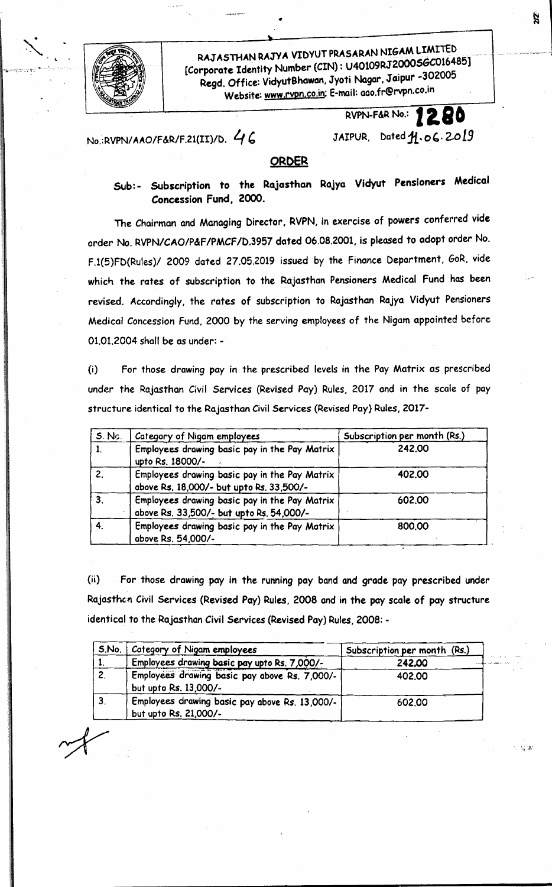RAJASTHAN RAJYA VIDYUT PRASARAN NIGAM LIMITED
[Corporate Identity Number (CIN): U40109RJ2000SGC016485]
Regd. Office: VidyutBhawan, Jyoti Nagar, Jaipur -302005
Website: www.rvpn.co.in; E-mail: aao.fr@rvpn.co.in

RVPN-F&R No.: 1280

No.:RVPN/AAO/F&R/F.21(II)/D. 46

JAIPUR, Dated 11.06.2019

## ORDER

**Sub:- Subscription to the Rajasthan Rajya Vidyut Pensioners Medical Concession Fund, 2000.**

The Chairman and Managing Director, RVPN, in exercise of powers conferred vide order No. RVPN/CAO/P&F/PMCF/D.3957 dated 06.08.2001, is pleased to adopt order No. F.1(5)FD(Rules)/ 2009 dated 27.05.2019 issued by the Finance Department, GoR, vide which the rates of subscription to the Rajasthan Pensioners Medical Fund has been revised. Accordingly, the rates of subscription to Rajasthan Rajya Vidyut Pensioners Medical Concession Fund, 2000 by the serving employees of the Nigam appointed before 01.01.2004 shall be as under: -

(i) For those drawing pay in the prescribed levels in the Pay Matrix as prescribed under the Rajasthan Civil Services (Revised Pay) Rules, 2017 and in the scale of pay structure identical to the Rajasthan Civil Services (Revised Pay) Rules, 2017-

| S. No. | Category of Nigam employees | Subscription per month (Rs.) |
|---|---|---|
| 1. | Employees drawing basic pay in the Pay Matrix upto Rs. 18000/- | 242.00 |
| 2. | Employees drawing basic pay in the Pay Matrix above Rs. 18,000/- but upto Rs. 33,500/- | 402.00 |
| 3. | Employees drawing basic pay in the Pay Matrix above Rs. 33,500/- but upto Rs. 54,000/- | 602.00 |
| 4. | Employees drawing basic pay in the Pay Matrix above Rs. 54,000/- | 800.00 |

(ii) For those drawing pay in the running pay band and grade pay prescribed under Rajasthan Civil Services (Revised Pay) Rules, 2008 and in the pay scale of pay structure identical to the Rajasthan Civil Services (Revised Pay) Rules, 2008: -

| S.No. | Category of Nigam employees | Subscription per month (Rs.) |
|---|---|---|
| 1. | Employees drawing basic pay upto Rs. 7,000/- | 242.00 |
| 2. | Employees drawing basic pay above Rs. 7,000/- but upto Rs. 13,000/- | 402.00 |
| 3. | Employees drawing basic pay above Rs. 13,000/- but upto Rs. 21,000/- | 602.00 |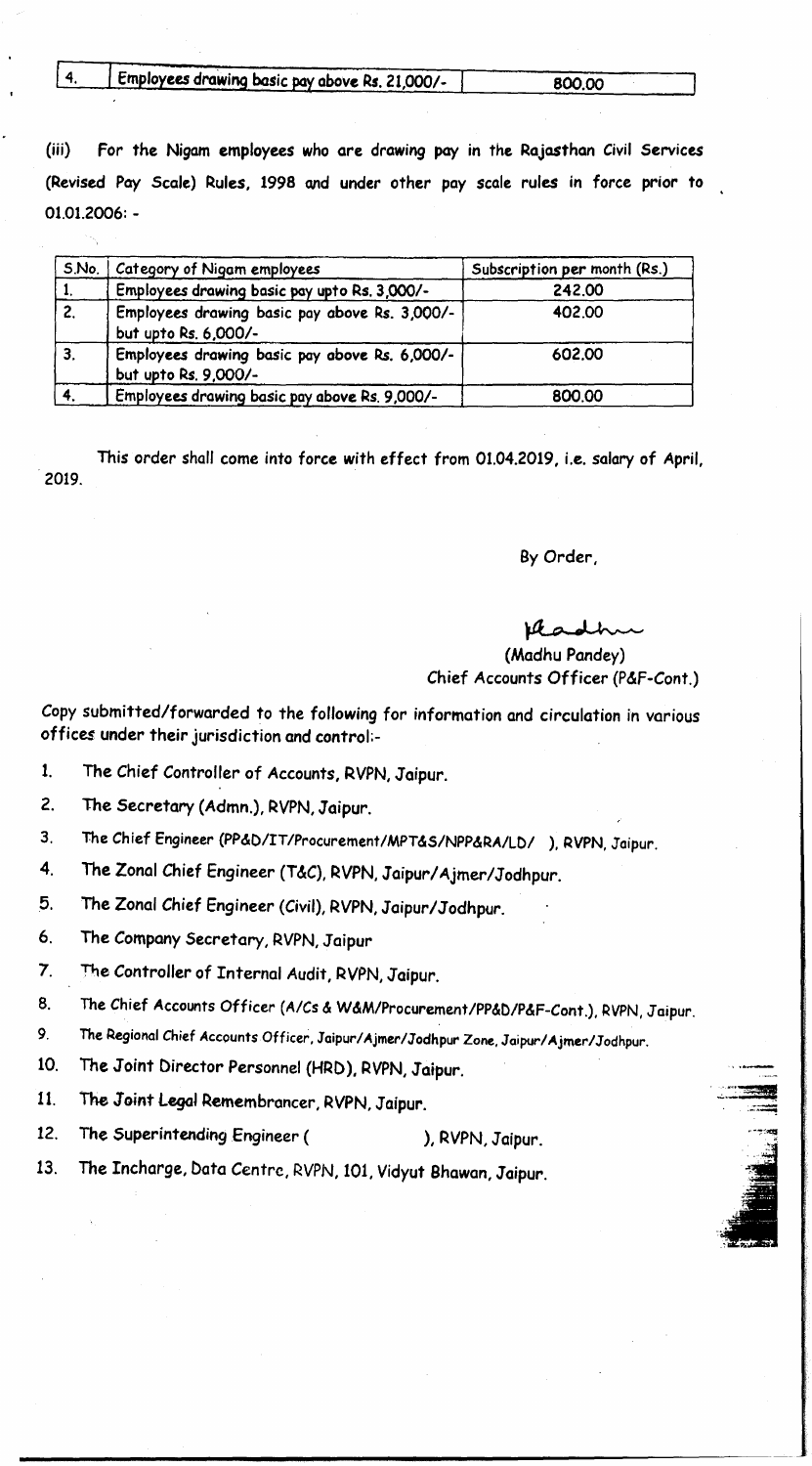| 4. | Employees drawing basic pay above Rs. 21,000/- | 800.00 |
|---|---|---|

(iii) For the Nigam employees who are drawing pay in the Rajasthan Civil Services (Revised Pay Scale) Rules, 1998 and under other pay scale rules in force prior to 01.01.2006: -

| S.No. | Category of Nigam employees | Subscription per month (Rs.) |
|---|---|---|
| 1. | Employees drawing basic pay upto Rs. 3,000/- | 242.00 |
| 2. | Employees drawing basic pay above Rs. 3,000/- but upto Rs. 6,000/- | 402.00 |
| 3. | Employees drawing basic pay above Rs. 6,000/- but upto Rs. 9,000/- | 602.00 |
| 4. | Employees drawing basic pay above Rs. 9,000/- | 800.00 |

This order shall come into force with effect from 01.04.2019, i.e. salary of April, 2019.

By Order,

(Madhu Pandey)
Chief Accounts Officer (P&F-Cont.)

Copy submitted/forwarded to the following for information and circulation in various offices under their jurisdiction and control:-

1. The Chief Controller of Accounts, RVPN, Jaipur.
2. The Secretary (Admn.), RVPN, Jaipur.
3. The Chief Engineer (PP&D/IT/Procurement/MPT&S/NPP&RA/LD/ ), RVPN, Jaipur.
4. The Zonal Chief Engineer (T&C), RVPN, Jaipur/Ajmer/Jodhpur.
5. The Zonal Chief Engineer (Civil), RVPN, Jaipur/Jodhpur.
6. The Company Secretary, RVPN, Jaipur
7. The Controller of Internal Audit, RVPN, Jaipur.
8. The Chief Accounts Officer (A/Cs & W&M/Procurement/PP&D/P&F-Cont.), RVPN, Jaipur.
9. The Regional Chief Accounts Officer, Jaipur/Ajmer/Jodhpur Zone, Jaipur/Ajmer/Jodhpur.
10. The Joint Director Personnel (HRD), RVPN, Jaipur.
11. The Joint Legal Remembrancer, RVPN, Jaipur.
12. The Superintending Engineer ( ), RVPN, Jaipur.
13. The Incharge, Data Centre, RVPN, 101, Vidyut Bhawan, Jaipur.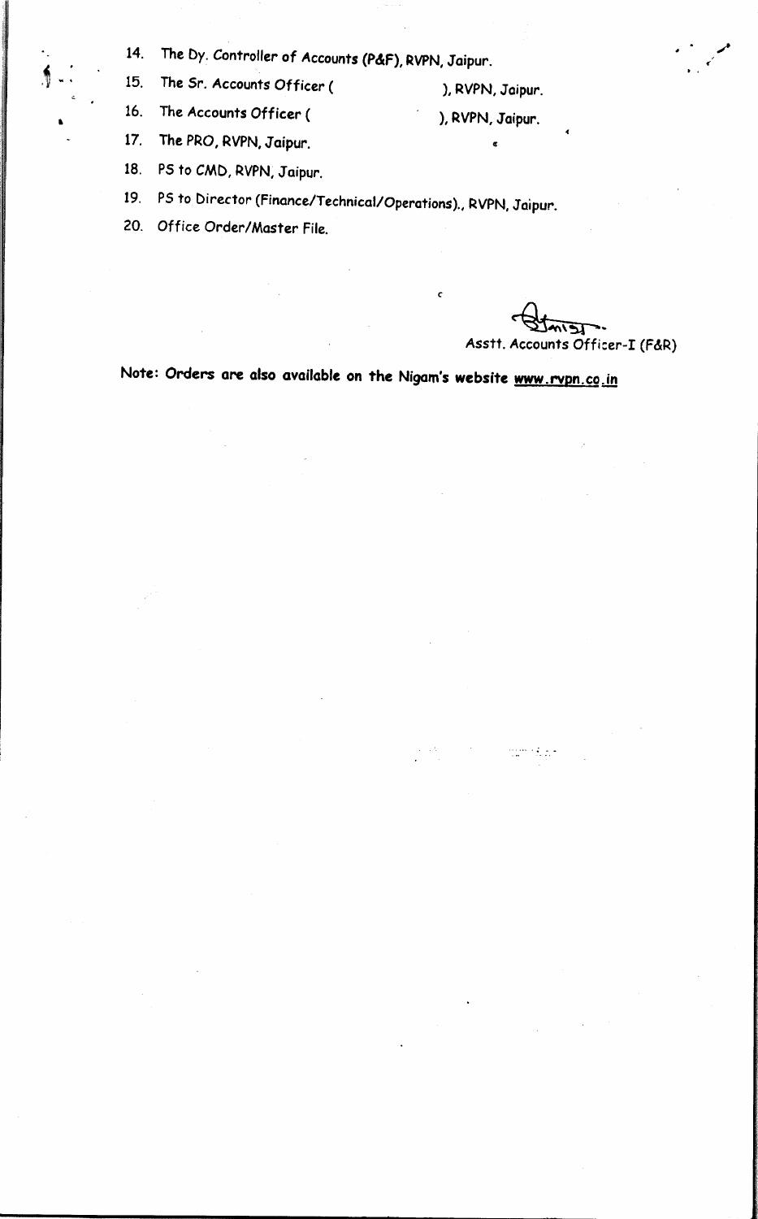14. The Dy. Controller of Accounts (P&F), RVPN, Jaipur.
15. The Sr. Accounts Officer ( ), RVPN, Jaipur.
16. The Accounts Officer ( ), RVPN, Jaipur.
17. The PRO, RVPN, Jaipur.
18. PS to CMD, RVPN, Jaipur.
19. PS to Director (Finance/Technical/Operations)., RVPN, Jaipur.
20. Office Order/Master File.

Asstt. Accounts Officer-I (F&R)

**Note: Orders are also available on the Nigam's website www.rvpn.co.in**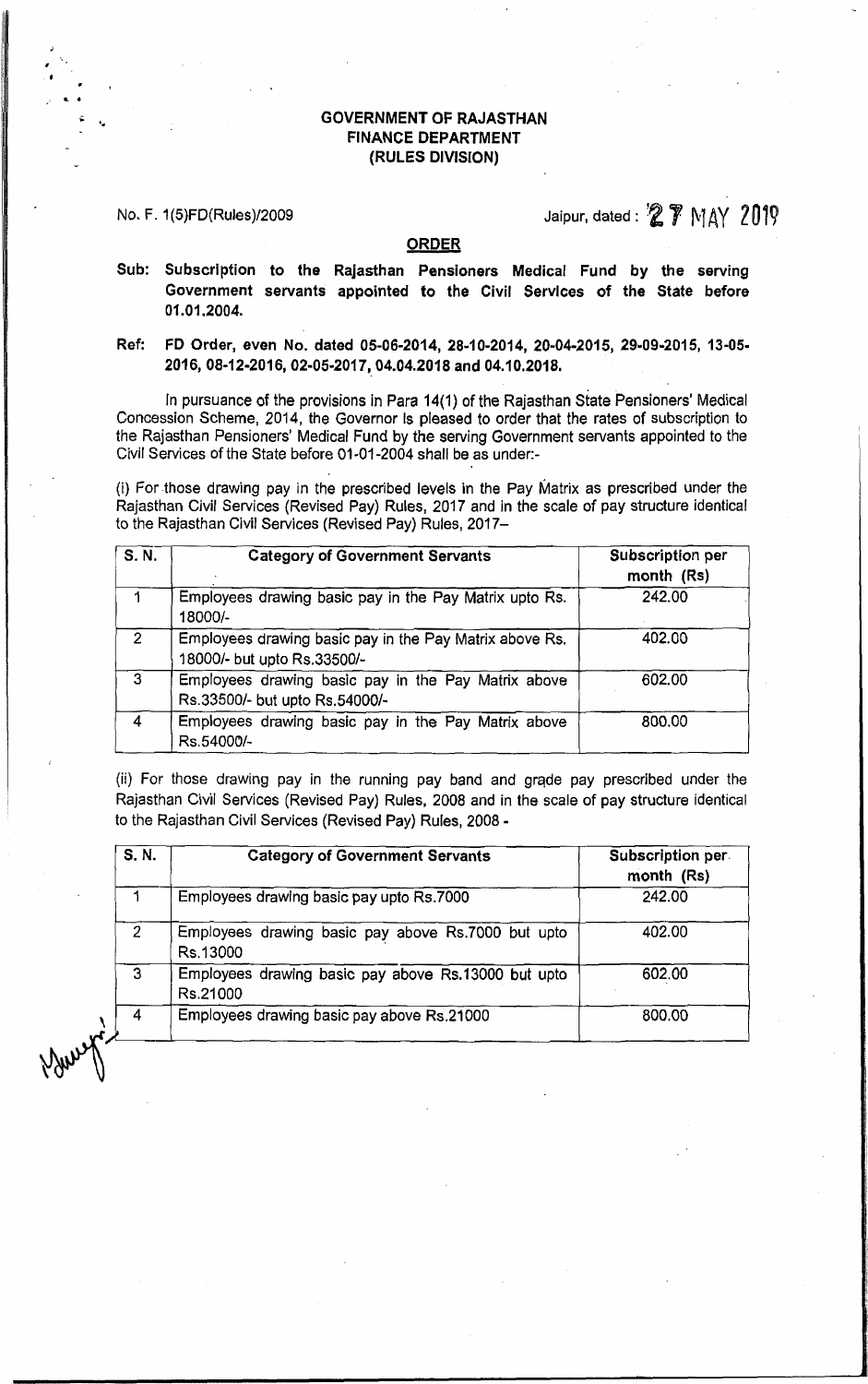**GOVERNMENT OF RAJASTHAN**
**FINANCE DEPARTMENT**
**(RULES DIVISION)**

No. F. 1(5)FD(Rules)/2009

Jaipur, dated : 27 MAY 2019

## ORDER

**Sub: Subscription to the Rajasthan Pensioners Medical Fund by the serving Government servants appointed to the Civil Services of the State before 01.01.2004.**

**Ref: FD Order, even No. dated 05-06-2014, 28-10-2014, 20-04-2015, 29-09-2015, 13-05-2016, 08-12-2016, 02-05-2017, 04.04.2018 and 04.10.2018.**

In pursuance of the provisions in Para 14(1) of the Rajasthan State Pensioners' Medical Concession Scheme, 2014, the Governor is pleased to order that the rates of subscription to the Rajasthan Pensioners' Medical Fund by the serving Government servants appointed to the Civil Services of the State before 01-01-2004 shall be as under:-

(i) For those drawing pay in the prescribed levels in the Pay Matrix as prescribed under the Rajasthan Civil Services (Revised Pay) Rules, 2017 and in the scale of pay structure identical to the Rajasthan Civil Services (Revised Pay) Rules, 2017–

| S. N. | Category of Government Servants | Subscription per month (Rs) |
|---|---|---|
| 1 | Employees drawing basic pay in the Pay Matrix upto Rs. 18000/- | 242.00 |
| 2 | Employees drawing basic pay in the Pay Matrix above Rs. 18000/- but upto Rs.33500/- | 402.00 |
| 3 | Employees drawing basic pay in the Pay Matrix above Rs.33500/- but upto Rs.54000/- | 602.00 |
| 4 | Employees drawing basic pay in the Pay Matrix above Rs.54000/- | 800.00 |

(ii) For those drawing pay in the running pay band and grade pay prescribed under the Rajasthan Civil Services (Revised Pay) Rules, 2008 and in the scale of pay structure identical to the Rajasthan Civil Services (Revised Pay) Rules, 2008 -

| S. N. | Category of Government Servants | Subscription per month (Rs) |
|---|---|---|
| 1 | Employees drawing basic pay upto Rs.7000 | 242.00 |
| 2 | Employees drawing basic pay above Rs.7000 but upto Rs.13000 | 402.00 |
| 3 | Employees drawing basic pay above Rs.13000 but upto Rs.21000 | 602.00 |
| 4 | Employees drawing basic pay above Rs.21000 | 800.00 |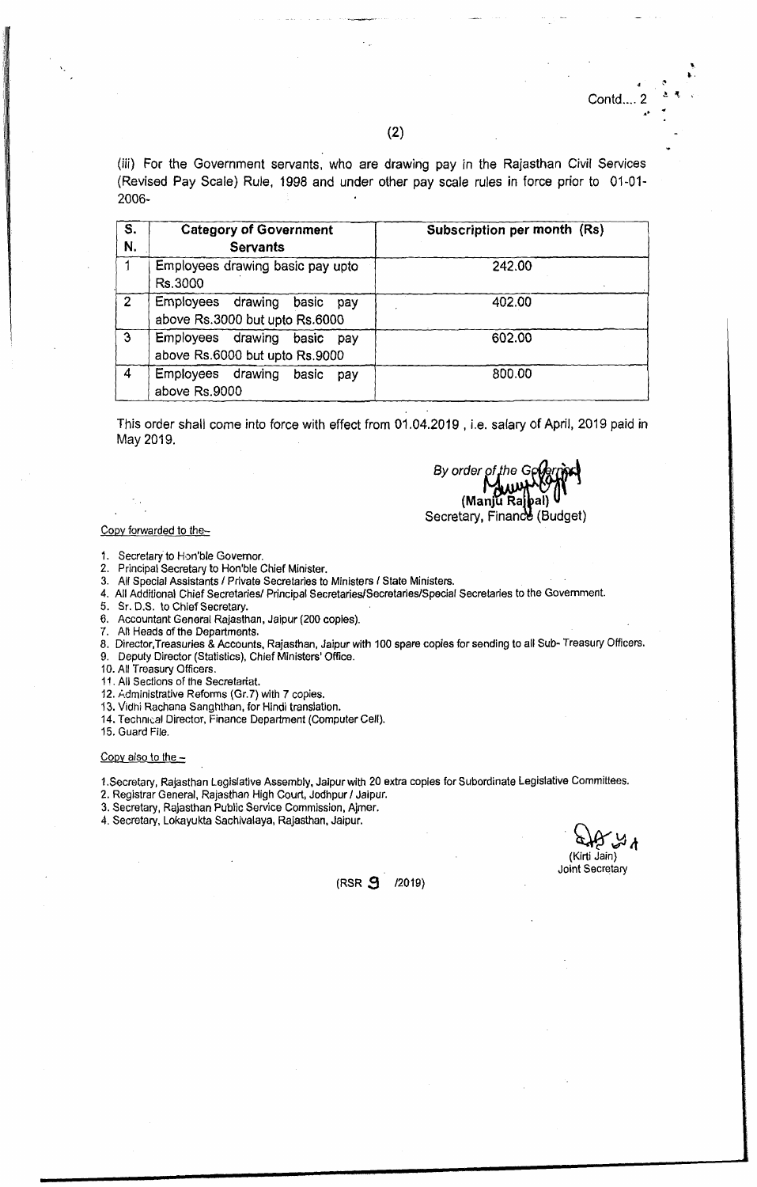Contd.... 2

(iii) For the Government servants, who are drawing pay in the Rajasthan Civil Services (Revised Pay Scale) Rule, 1998 and under other pay scale rules in force prior to 01-01-2006-

| S. N. | Category of Government Servants | Subscription per month (Rs) |
|---|---|---|
| 1 | Employees drawing basic pay upto Rs.3000 | 242.00 |
| 2 | Employees drawing basic pay above Rs.3000 but upto Rs.6000 | 402.00 |
| 3 | Employees drawing basic pay above Rs.6000 but upto Rs.9000 | 602.00 |
| 4 | Employees drawing basic pay above Rs.9000 | 800.00 |

This order shall come into force with effect from 01.04.2019 , i.e. salary of April, 2019 paid in May 2019.

*By order of the Governor*

(Manju Rajpal)
Secretary, Finance (Budget)

Copy forwarded to the-

1. Secretary to Hon'ble Governor.
2. Principal Secretary to Hon'ble Chief Minister.
3. All Special Assistants / Private Secretaries to Ministers / State Ministers.
4. All Additional Chief Secretaries/ Principal Secretaries/Secretaries/Special Secretaries to the Government.
5. Sr. D.S. to Chief Secretary.
6. Accountant General Rajasthan, Jaipur (200 copies).
7. All Heads of the Departments.
8. Director,Treasuries & Accounts, Rajasthan, Jaipur with 100 spare copies for sending to all Sub- Treasury Officers.
9. Deputy Director (Statistics), Chief Ministers' Office.
10. All Treasury Officers.
11. All Sections of the Secretariat.
12. Administrative Reforms (Gr.7) with 7 copies.
13. Vidhi Rachana Sanghthan, for Hindi translation.
14. Technical Director, Finance Department (Computer Cell).
15. Guard File.

Copy also to the –

1. Secretary, Rajasthan Legislative Assembly, Jaipur with 20 extra copies for Subordinate Legislative Committees.
2. Registrar General, Rajasthan High Court, Jodhpur / Jaipur.
3. Secretary, Rajasthan Public Service Commission, Ajmer.
4. Secretary, Lokayukta Sachivalaya, Rajasthan, Jaipur.

(Kirti Jain)
Joint Secretary

(RSR 9 /2019)